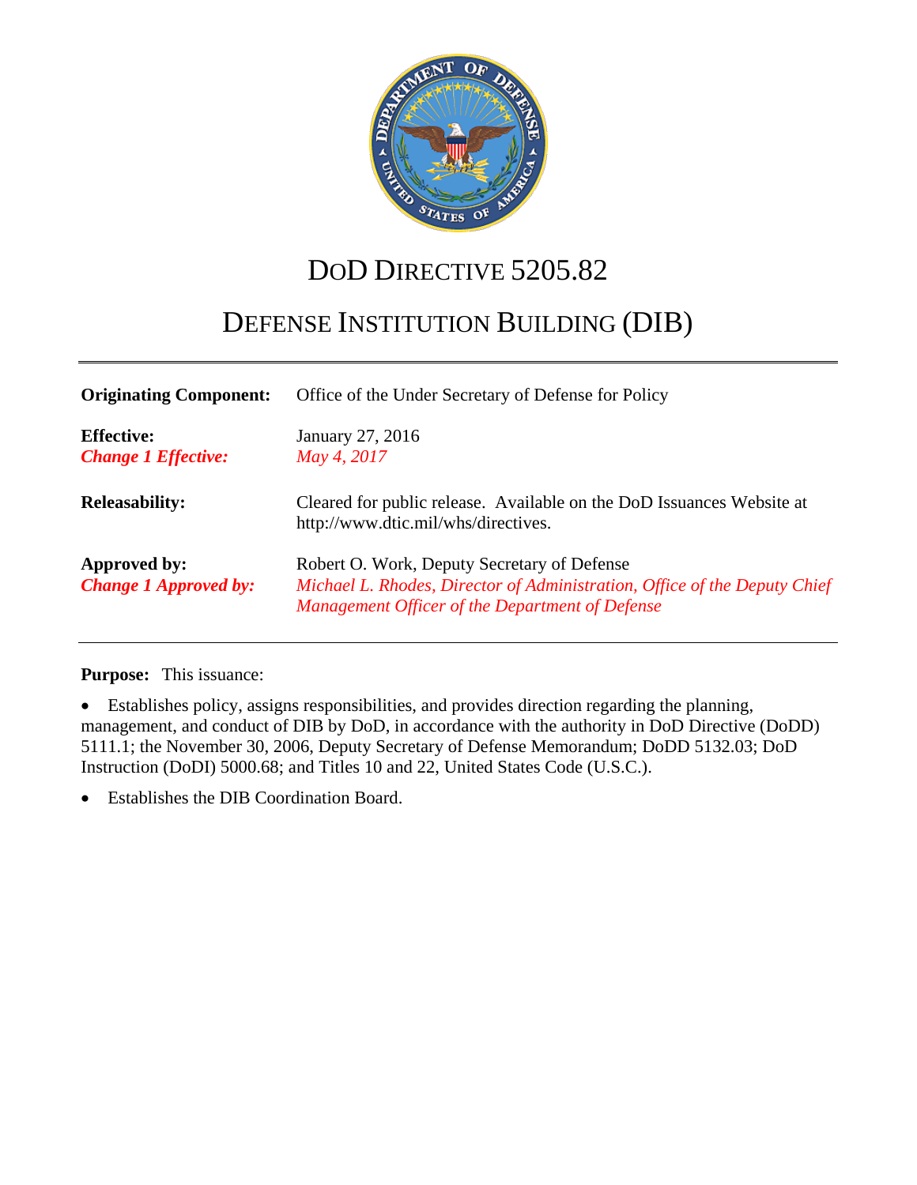# DoD DIRECTIVE 5205.82

# DEFENSE INSTITUTION BUILDING (DIB)

| | |
|---|---|
| **Originating Component:** | Office of the Under Secretary of Defense for Policy |
| **Effective:** | January 27, 2016 |
| ***Change 1 Effective:*** | *May 4, 2017* |
| **Releasability:** | Cleared for public release. Available on the DoD Issuances Website at http://www.dtic.mil/whs/directives. |
| **Approved by:** | Robert O. Work, Deputy Secretary of Defense |
| ***Change 1 Approved by:*** | *Michael L. Rhodes, Director of Administration, Office of the Deputy Chief Management Officer of the Department of Defense* |

**Purpose:** This issuance:

- Establishes policy, assigns responsibilities, and provides direction regarding the planning, management, and conduct of DIB by DoD, in accordance with the authority in DoD Directive (DoDD) 5111.1; the November 30, 2006, Deputy Secretary of Defense Memorandum; DoDD 5132.03; DoD Instruction (DoDI) 5000.68; and Titles 10 and 22, United States Code (U.S.C.).
- Establishes the DIB Coordination Board.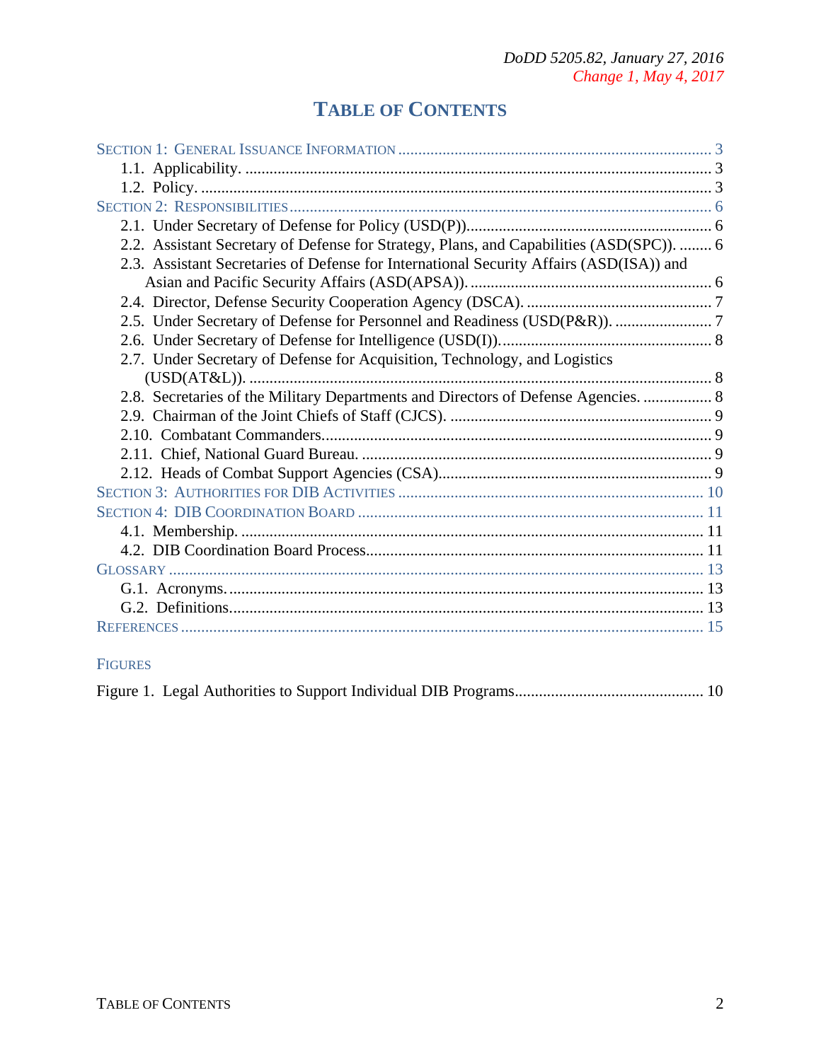# TABLE OF CONTENTS

SECTION 1: GENERAL ISSUANCE INFORMATION ... 3
- 1.1. Applicability. ... 3
- 1.2. Policy. ... 3

SECTION 2: RESPONSIBILITIES ... 6
- 2.1. Under Secretary of Defense for Policy (USD(P)). ... 6
- 2.2. Assistant Secretary of Defense for Strategy, Plans, and Capabilities (ASD(SPC)). ... 6
- 2.3. Assistant Secretaries of Defense for International Security Affairs (ASD(ISA)) and Asian and Pacific Security Affairs (ASD(APSA)). ... 6
- 2.4. Director, Defense Security Cooperation Agency (DSCA). ... 7
- 2.5. Under Secretary of Defense for Personnel and Readiness (USD(P&R)). ... 7
- 2.6. Under Secretary of Defense for Intelligence (USD(I)). ... 8
- 2.7. Under Secretary of Defense for Acquisition, Technology, and Logistics (USD(AT&L)). ... 8
- 2.8. Secretaries of the Military Departments and Directors of Defense Agencies. ... 8
- 2.9. Chairman of the Joint Chiefs of Staff (CJCS). ... 9
- 2.10. Combatant Commanders. ... 9
- 2.11. Chief, National Guard Bureau. ... 9
- 2.12. Heads of Combat Support Agencies (CSA). ... 9

SECTION 3: AUTHORITIES FOR DIB ACTIVITIES ... 10

SECTION 4: DIB COORDINATION BOARD ... 11
- 4.1. Membership. ... 11
- 4.2. DIB Coordination Board Process. ... 11

GLOSSARY ... 13
- G.1. Acronyms. ... 13
- G.2. Definitions. ... 13

REFERENCES ... 15

FIGURES

Figure 1. Legal Authorities to Support Individual DIB Programs ... 10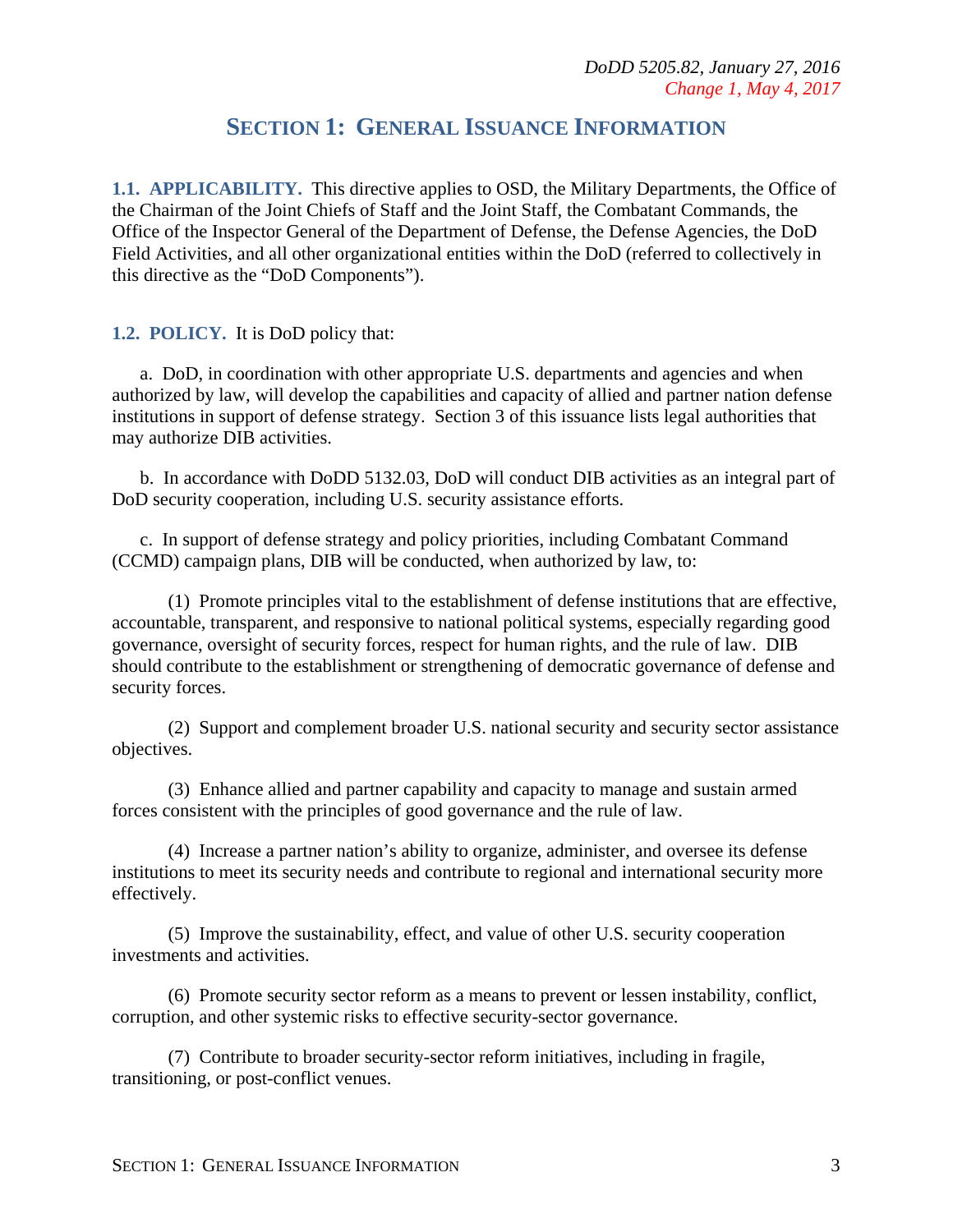## SECTION 1: GENERAL ISSUANCE INFORMATION

**1.1. APPLICABILITY.** This directive applies to OSD, the Military Departments, the Office of the Chairman of the Joint Chiefs of Staff and the Joint Staff, the Combatant Commands, the Office of the Inspector General of the Department of Defense, the Defense Agencies, the DoD Field Activities, and all other organizational entities within the DoD (referred to collectively in this directive as the "DoD Components").

**1.2. POLICY.** It is DoD policy that:

a. DoD, in coordination with other appropriate U.S. departments and agencies and when authorized by law, will develop the capabilities and capacity of allied and partner nation defense institutions in support of defense strategy. Section 3 of this issuance lists legal authorities that may authorize DIB activities.

b. In accordance with DoDD 5132.03, DoD will conduct DIB activities as an integral part of DoD security cooperation, including U.S. security assistance efforts.

c. In support of defense strategy and policy priorities, including Combatant Command (CCMD) campaign plans, DIB will be conducted, when authorized by law, to:

(1) Promote principles vital to the establishment of defense institutions that are effective, accountable, transparent, and responsive to national political systems, especially regarding good governance, oversight of security forces, respect for human rights, and the rule of law. DIB should contribute to the establishment or strengthening of democratic governance of defense and security forces.

(2) Support and complement broader U.S. national security and security sector assistance objectives.

(3) Enhance allied and partner capability and capacity to manage and sustain armed forces consistent with the principles of good governance and the rule of law.

(4) Increase a partner nation's ability to organize, administer, and oversee its defense institutions to meet its security needs and contribute to regional and international security more effectively.

(5) Improve the sustainability, effect, and value of other U.S. security cooperation investments and activities.

(6) Promote security sector reform as a means to prevent or lessen instability, conflict, corruption, and other systemic risks to effective security-sector governance.

(7) Contribute to broader security-sector reform initiatives, including in fragile, transitioning, or post-conflict venues.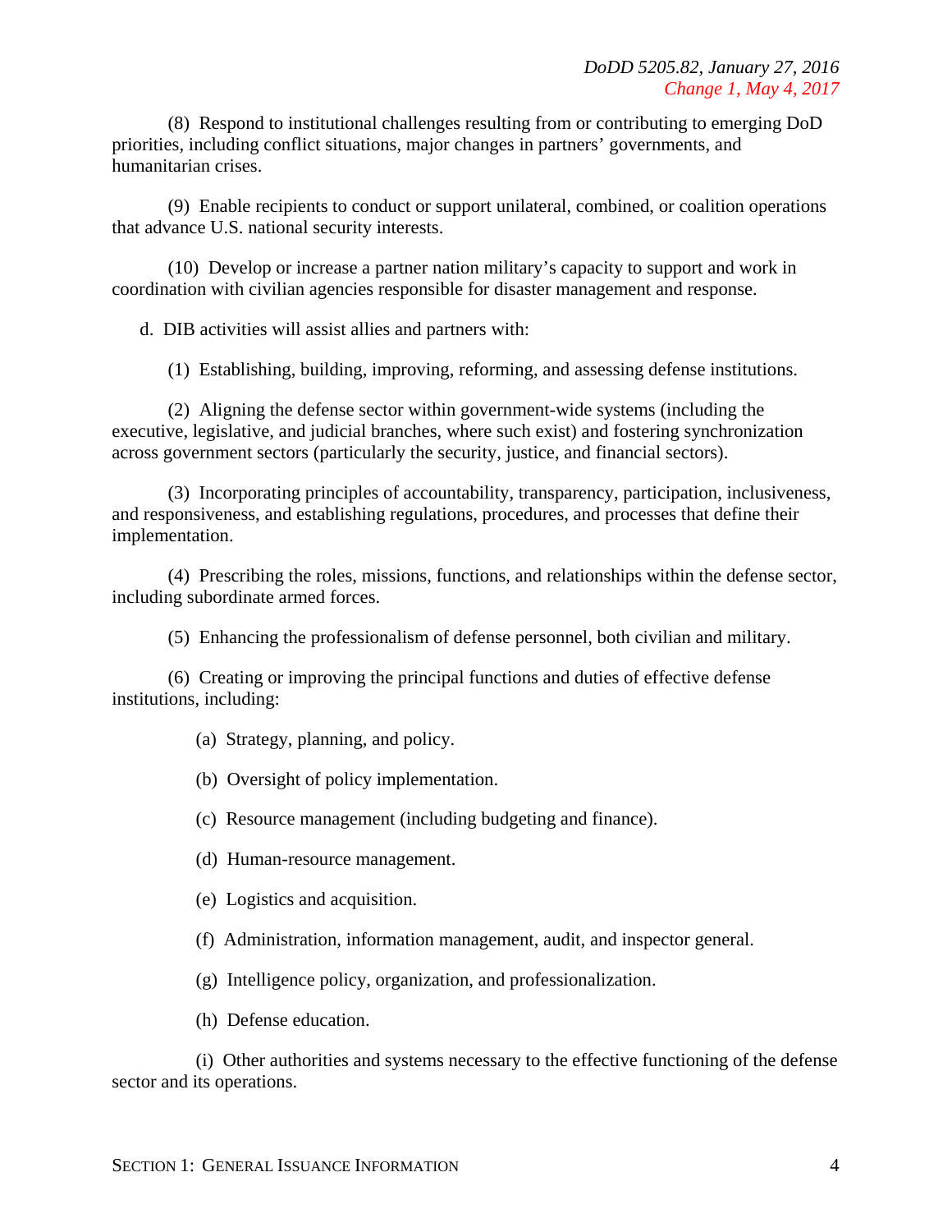(8) Respond to institutional challenges resulting from or contributing to emerging DoD priorities, including conflict situations, major changes in partners' governments, and humanitarian crises.

(9) Enable recipients to conduct or support unilateral, combined, or coalition operations that advance U.S. national security interests.

(10) Develop or increase a partner nation military's capacity to support and work in coordination with civilian agencies responsible for disaster management and response.

d. DIB activities will assist allies and partners with:

(1) Establishing, building, improving, reforming, and assessing defense institutions.

(2) Aligning the defense sector within government-wide systems (including the executive, legislative, and judicial branches, where such exist) and fostering synchronization across government sectors (particularly the security, justice, and financial sectors).

(3) Incorporating principles of accountability, transparency, participation, inclusiveness, and responsiveness, and establishing regulations, procedures, and processes that define their implementation.

(4) Prescribing the roles, missions, functions, and relationships within the defense sector, including subordinate armed forces.

(5) Enhancing the professionalism of defense personnel, both civilian and military.

(6) Creating or improving the principal functions and duties of effective defense institutions, including:

(a) Strategy, planning, and policy.

(b) Oversight of policy implementation.

(c) Resource management (including budgeting and finance).

(d) Human-resource management.

(e) Logistics and acquisition.

(f) Administration, information management, audit, and inspector general.

(g) Intelligence policy, organization, and professionalization.

(h) Defense education.

(i) Other authorities and systems necessary to the effective functioning of the defense sector and its operations.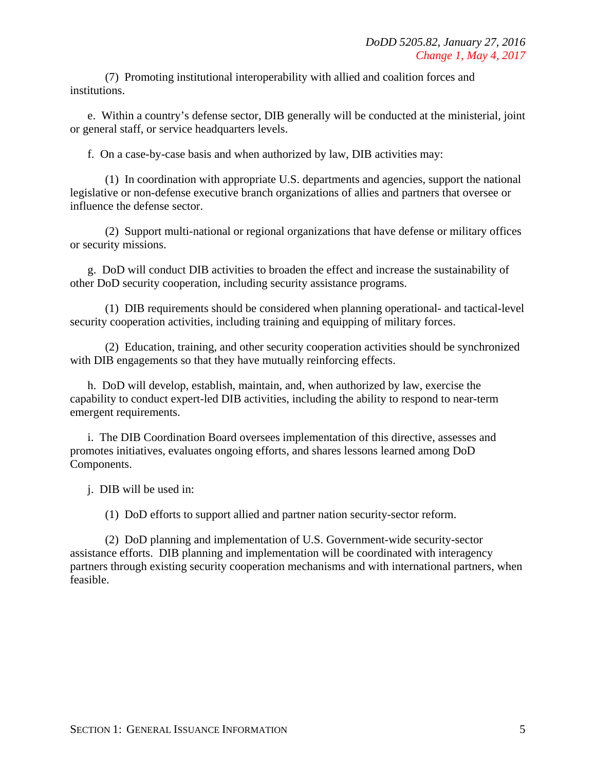(7) Promoting institutional interoperability with allied and coalition forces and institutions.

e. Within a country's defense sector, DIB generally will be conducted at the ministerial, joint or general staff, or service headquarters levels.

f. On a case-by-case basis and when authorized by law, DIB activities may:

(1) In coordination with appropriate U.S. departments and agencies, support the national legislative or non-defense executive branch organizations of allies and partners that oversee or influence the defense sector.

(2) Support multi-national or regional organizations that have defense or military offices or security missions.

g. DoD will conduct DIB activities to broaden the effect and increase the sustainability of other DoD security cooperation, including security assistance programs.

(1) DIB requirements should be considered when planning operational- and tactical-level security cooperation activities, including training and equipping of military forces.

(2) Education, training, and other security cooperation activities should be synchronized with DIB engagements so that they have mutually reinforcing effects.

h. DoD will develop, establish, maintain, and, when authorized by law, exercise the capability to conduct expert-led DIB activities, including the ability to respond to near-term emergent requirements.

i. The DIB Coordination Board oversees implementation of this directive, assesses and promotes initiatives, evaluates ongoing efforts, and shares lessons learned among DoD Components.

j. DIB will be used in:

(1) DoD efforts to support allied and partner nation security-sector reform.

(2) DoD planning and implementation of U.S. Government-wide security-sector assistance efforts. DIB planning and implementation will be coordinated with interagency partners through existing security cooperation mechanisms and with international partners, when feasible.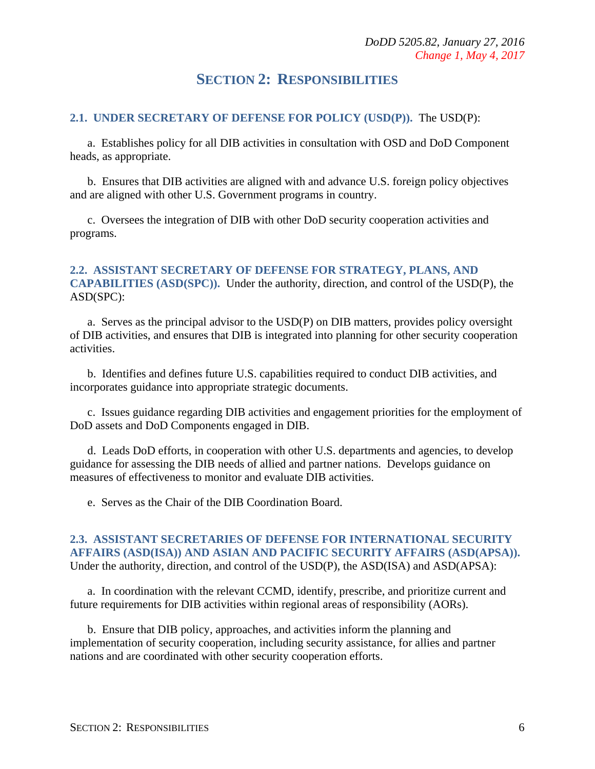## SECTION 2: RESPONSIBILITIES

**2.1. UNDER SECRETARY OF DEFENSE FOR POLICY (USD(P)).** The USD(P):

a. Establishes policy for all DIB activities in consultation with OSD and DoD Component heads, as appropriate.

b. Ensures that DIB activities are aligned with and advance U.S. foreign policy objectives and are aligned with other U.S. Government programs in country.

c. Oversees the integration of DIB with other DoD security cooperation activities and programs.

**2.2. ASSISTANT SECRETARY OF DEFENSE FOR STRATEGY, PLANS, AND CAPABILITIES (ASD(SPC)).** Under the authority, direction, and control of the USD(P), the ASD(SPC):

a. Serves as the principal advisor to the USD(P) on DIB matters, provides policy oversight of DIB activities, and ensures that DIB is integrated into planning for other security cooperation activities.

b. Identifies and defines future U.S. capabilities required to conduct DIB activities, and incorporates guidance into appropriate strategic documents.

c. Issues guidance regarding DIB activities and engagement priorities for the employment of DoD assets and DoD Components engaged in DIB.

d. Leads DoD efforts, in cooperation with other U.S. departments and agencies, to develop guidance for assessing the DIB needs of allied and partner nations. Develops guidance on measures of effectiveness to monitor and evaluate DIB activities.

e. Serves as the Chair of the DIB Coordination Board.

**2.3. ASSISTANT SECRETARIES OF DEFENSE FOR INTERNATIONAL SECURITY AFFAIRS (ASD(ISA)) AND ASIAN AND PACIFIC SECURITY AFFAIRS (ASD(APSA)).** Under the authority, direction, and control of the USD(P), the ASD(ISA) and ASD(APSA):

a. In coordination with the relevant CCMD, identify, prescribe, and prioritize current and future requirements for DIB activities within regional areas of responsibility (AORs).

b. Ensure that DIB policy, approaches, and activities inform the planning and implementation of security cooperation, including security assistance, for allies and partner nations and are coordinated with other security cooperation efforts.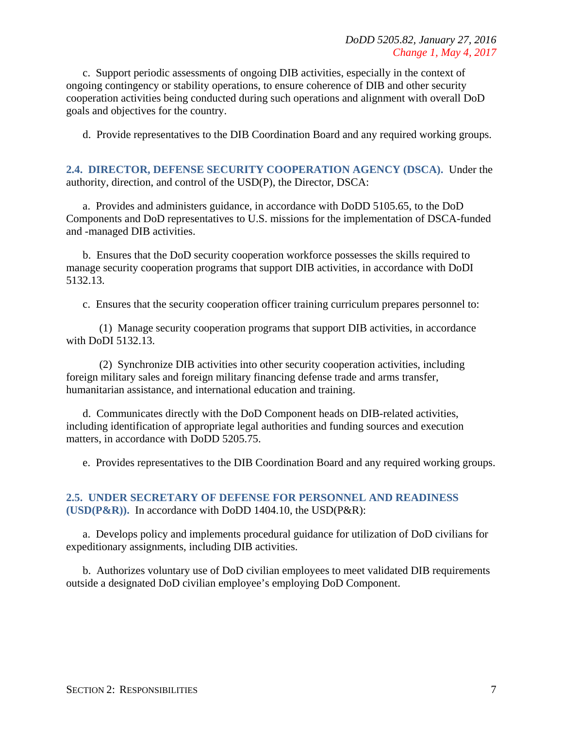c. Support periodic assessments of ongoing DIB activities, especially in the context of ongoing contingency or stability operations, to ensure coherence of DIB and other security cooperation activities being conducted during such operations and alignment with overall DoD goals and objectives for the country.

d. Provide representatives to the DIB Coordination Board and any required working groups.

## 2.4. DIRECTOR, DEFENSE SECURITY COOPERATION AGENCY (DSCA).

Under the authority, direction, and control of the USD(P), the Director, DSCA:

a. Provides and administers guidance, in accordance with DoDD 5105.65, to the DoD Components and DoD representatives to U.S. missions for the implementation of DSCA-funded and -managed DIB activities.

b. Ensures that the DoD security cooperation workforce possesses the skills required to manage security cooperation programs that support DIB activities, in accordance with DoDI 5132.13.

c. Ensures that the security cooperation officer training curriculum prepares personnel to:

(1) Manage security cooperation programs that support DIB activities, in accordance with DoDI 5132.13.

(2) Synchronize DIB activities into other security cooperation activities, including foreign military sales and foreign military financing defense trade and arms transfer, humanitarian assistance, and international education and training.

d. Communicates directly with the DoD Component heads on DIB-related activities, including identification of appropriate legal authorities and funding sources and execution matters, in accordance with DoDD 5205.75.

e. Provides representatives to the DIB Coordination Board and any required working groups.

## 2.5. UNDER SECRETARY OF DEFENSE FOR PERSONNEL AND READINESS (USD(P&R)).

In accordance with DoDD 1404.10, the USD(P&R):

a. Develops policy and implements procedural guidance for utilization of DoD civilians for expeditionary assignments, including DIB activities.

b. Authorizes voluntary use of DoD civilian employees to meet validated DIB requirements outside a designated DoD civilian employee's employing DoD Component.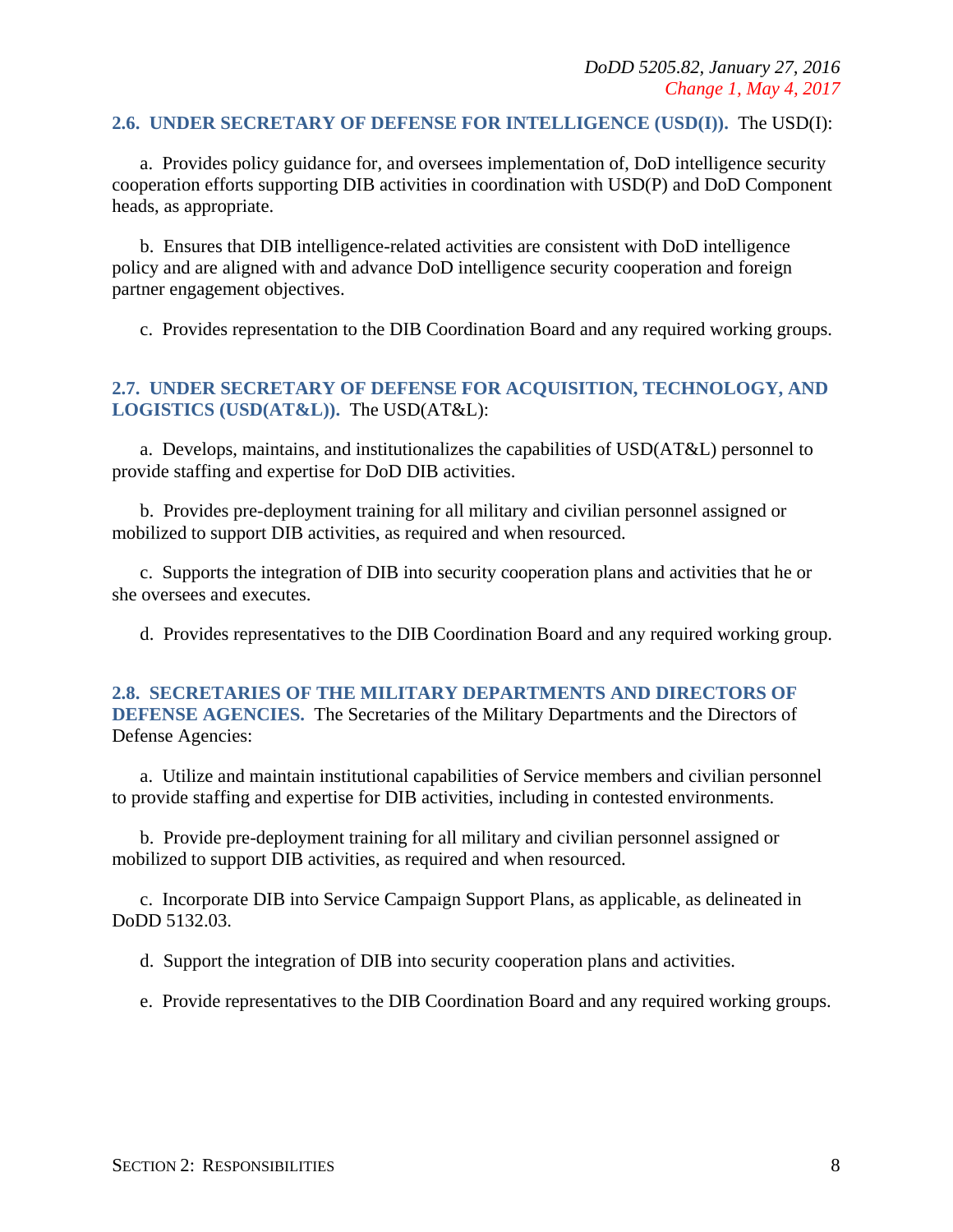**2.6. UNDER SECRETARY OF DEFENSE FOR INTELLIGENCE (USD(I)).** The USD(I):

a. Provides policy guidance for, and oversees implementation of, DoD intelligence security cooperation efforts supporting DIB activities in coordination with USD(P) and DoD Component heads, as appropriate.

b. Ensures that DIB intelligence-related activities are consistent with DoD intelligence policy and are aligned with and advance DoD intelligence security cooperation and foreign partner engagement objectives.

c. Provides representation to the DIB Coordination Board and any required working groups.

**2.7. UNDER SECRETARY OF DEFENSE FOR ACQUISITION, TECHNOLOGY, AND LOGISTICS (USD(AT&L)).** The USD(AT&L):

a. Develops, maintains, and institutionalizes the capabilities of USD(AT&L) personnel to provide staffing and expertise for DoD DIB activities.

b. Provides pre-deployment training for all military and civilian personnel assigned or mobilized to support DIB activities, as required and when resourced.

c. Supports the integration of DIB into security cooperation plans and activities that he or she oversees and executes.

d. Provides representatives to the DIB Coordination Board and any required working group.

**2.8. SECRETARIES OF THE MILITARY DEPARTMENTS AND DIRECTORS OF DEFENSE AGENCIES.** The Secretaries of the Military Departments and the Directors of Defense Agencies:

a. Utilize and maintain institutional capabilities of Service members and civilian personnel to provide staffing and expertise for DIB activities, including in contested environments.

b. Provide pre-deployment training for all military and civilian personnel assigned or mobilized to support DIB activities, as required and when resourced.

c. Incorporate DIB into Service Campaign Support Plans, as applicable, as delineated in DoDD 5132.03.

d. Support the integration of DIB into security cooperation plans and activities.

e. Provide representatives to the DIB Coordination Board and any required working groups.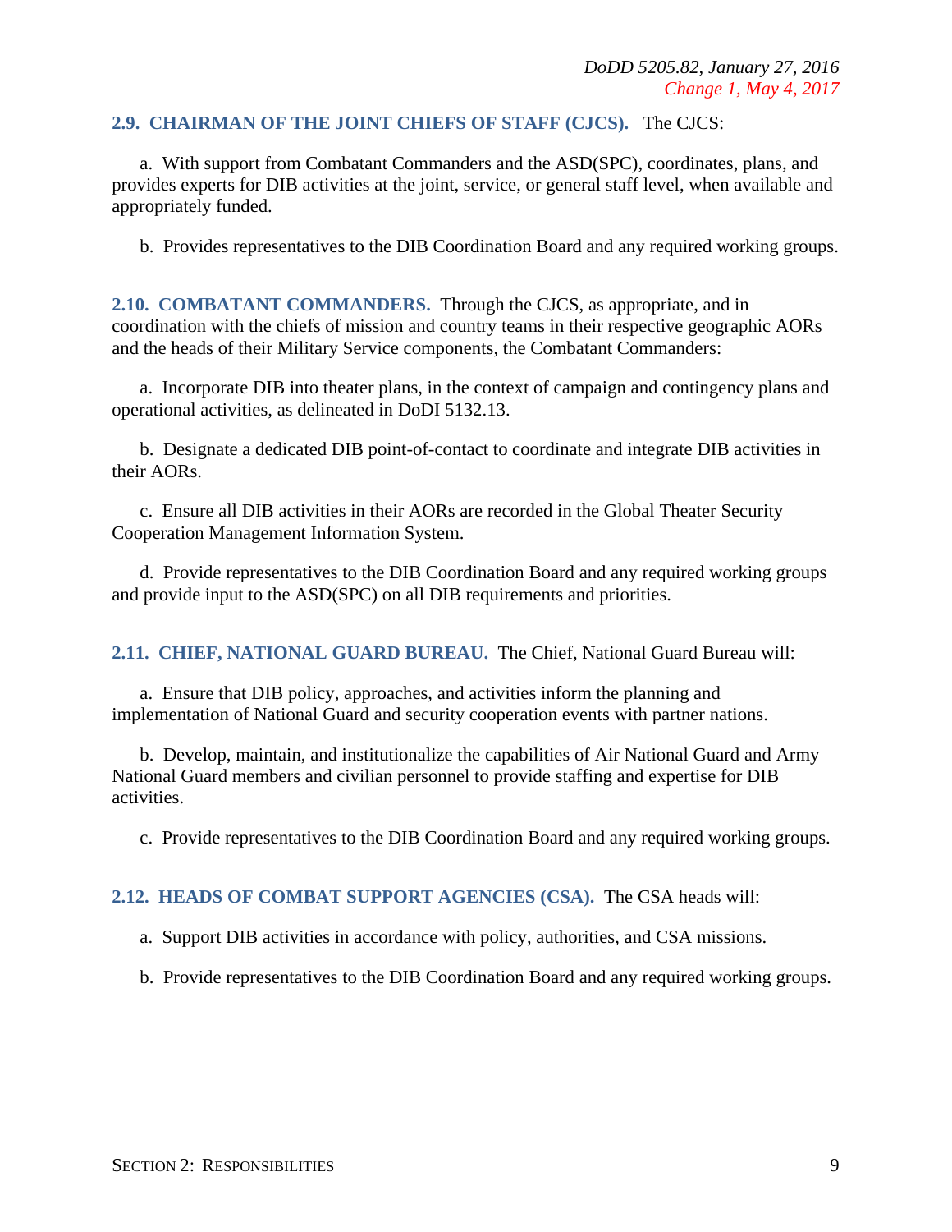**2.9. CHAIRMAN OF THE JOINT CHIEFS OF STAFF (CJCS).** The CJCS:

a. With support from Combatant Commanders and the ASD(SPC), coordinates, plans, and provides experts for DIB activities at the joint, service, or general staff level, when available and appropriately funded.

b. Provides representatives to the DIB Coordination Board and any required working groups.

**2.10. COMBATANT COMMANDERS.** Through the CJCS, as appropriate, and in coordination with the chiefs of mission and country teams in their respective geographic AORs and the heads of their Military Service components, the Combatant Commanders:

a. Incorporate DIB into theater plans, in the context of campaign and contingency plans and operational activities, as delineated in DoDI 5132.13.

b. Designate a dedicated DIB point-of-contact to coordinate and integrate DIB activities in their AORs.

c. Ensure all DIB activities in their AORs are recorded in the Global Theater Security Cooperation Management Information System.

d. Provide representatives to the DIB Coordination Board and any required working groups and provide input to the ASD(SPC) on all DIB requirements and priorities.

**2.11. CHIEF, NATIONAL GUARD BUREAU.** The Chief, National Guard Bureau will:

a. Ensure that DIB policy, approaches, and activities inform the planning and implementation of National Guard and security cooperation events with partner nations.

b. Develop, maintain, and institutionalize the capabilities of Air National Guard and Army National Guard members and civilian personnel to provide staffing and expertise for DIB activities.

c. Provide representatives to the DIB Coordination Board and any required working groups.

**2.12. HEADS OF COMBAT SUPPORT AGENCIES (CSA).** The CSA heads will:

a. Support DIB activities in accordance with policy, authorities, and CSA missions.

b. Provide representatives to the DIB Coordination Board and any required working groups.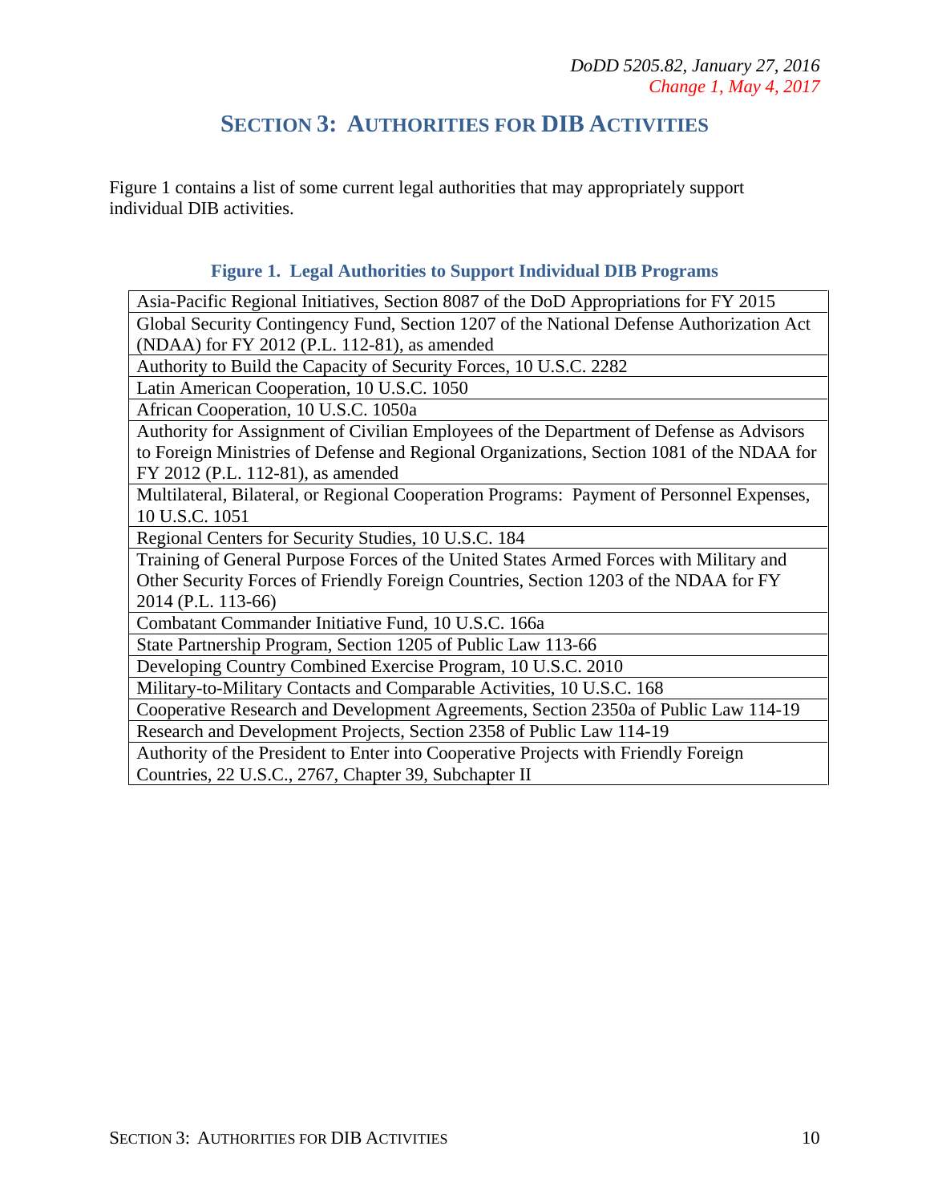# SECTION 3: AUTHORITIES FOR DIB ACTIVITIES

Figure 1 contains a list of some current legal authorities that may appropriately support individual DIB activities.

**Figure 1. Legal Authorities to Support Individual DIB Programs**

| Legal Authorities |
|---|
| Asia-Pacific Regional Initiatives, Section 8087 of the DoD Appropriations for FY 2015 |
| Global Security Contingency Fund, Section 1207 of the National Defense Authorization Act (NDAA) for FY 2012 (P.L. 112-81), as amended |
| Authority to Build the Capacity of Security Forces, 10 U.S.C. 2282 |
| Latin American Cooperation, 10 U.S.C. 1050 |
| African Cooperation, 10 U.S.C. 1050a |
| Authority for Assignment of Civilian Employees of the Department of Defense as Advisors to Foreign Ministries of Defense and Regional Organizations, Section 1081 of the NDAA for FY 2012 (P.L. 112-81), as amended |
| Multilateral, Bilateral, or Regional Cooperation Programs: Payment of Personnel Expenses, 10 U.S.C. 1051 |
| Regional Centers for Security Studies, 10 U.S.C. 184 |
| Training of General Purpose Forces of the United States Armed Forces with Military and Other Security Forces of Friendly Foreign Countries, Section 1203 of the NDAA for FY 2014 (P.L. 113-66) |
| Combatant Commander Initiative Fund, 10 U.S.C. 166a |
| State Partnership Program, Section 1205 of Public Law 113-66 |
| Developing Country Combined Exercise Program, 10 U.S.C. 2010 |
| Military-to-Military Contacts and Comparable Activities, 10 U.S.C. 168 |
| Cooperative Research and Development Agreements, Section 2350a of Public Law 114-19 |
| Research and Development Projects, Section 2358 of Public Law 114-19 |
| Authority of the President to Enter into Cooperative Projects with Friendly Foreign Countries, 22 U.S.C., 2767, Chapter 39, Subchapter II |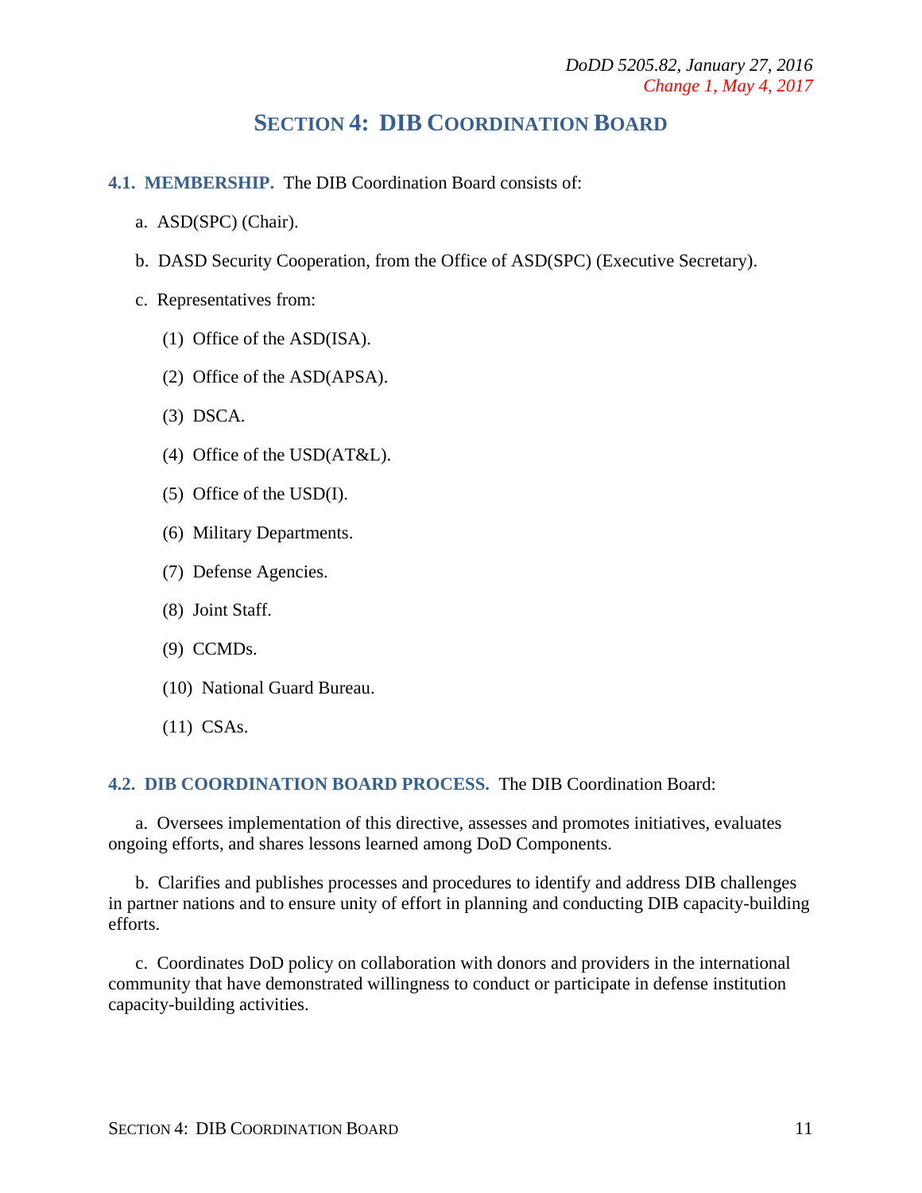## SECTION 4: DIB COORDINATION BOARD

**4.1. MEMBERSHIP.** The DIB Coordination Board consists of:

a. ASD(SPC) (Chair).

b. DASD Security Cooperation, from the Office of ASD(SPC) (Executive Secretary).

c. Representatives from:

(1) Office of the ASD(ISA).

(2) Office of the ASD(APSA).

(3) DSCA.

(4) Office of the USD(AT&L).

(5) Office of the USD(I).

(6) Military Departments.

(7) Defense Agencies.

(8) Joint Staff.

(9) CCMDs.

(10) National Guard Bureau.

(11) CSAs.

**4.2. DIB COORDINATION BOARD PROCESS.** The DIB Coordination Board:

a. Oversees implementation of this directive, assesses and promotes initiatives, evaluates ongoing efforts, and shares lessons learned among DoD Components.

b. Clarifies and publishes processes and procedures to identify and address DIB challenges in partner nations and to ensure unity of effort in planning and conducting DIB capacity-building efforts.

c. Coordinates DoD policy on collaboration with donors and providers in the international community that have demonstrated willingness to conduct or participate in defense institution capacity-building activities.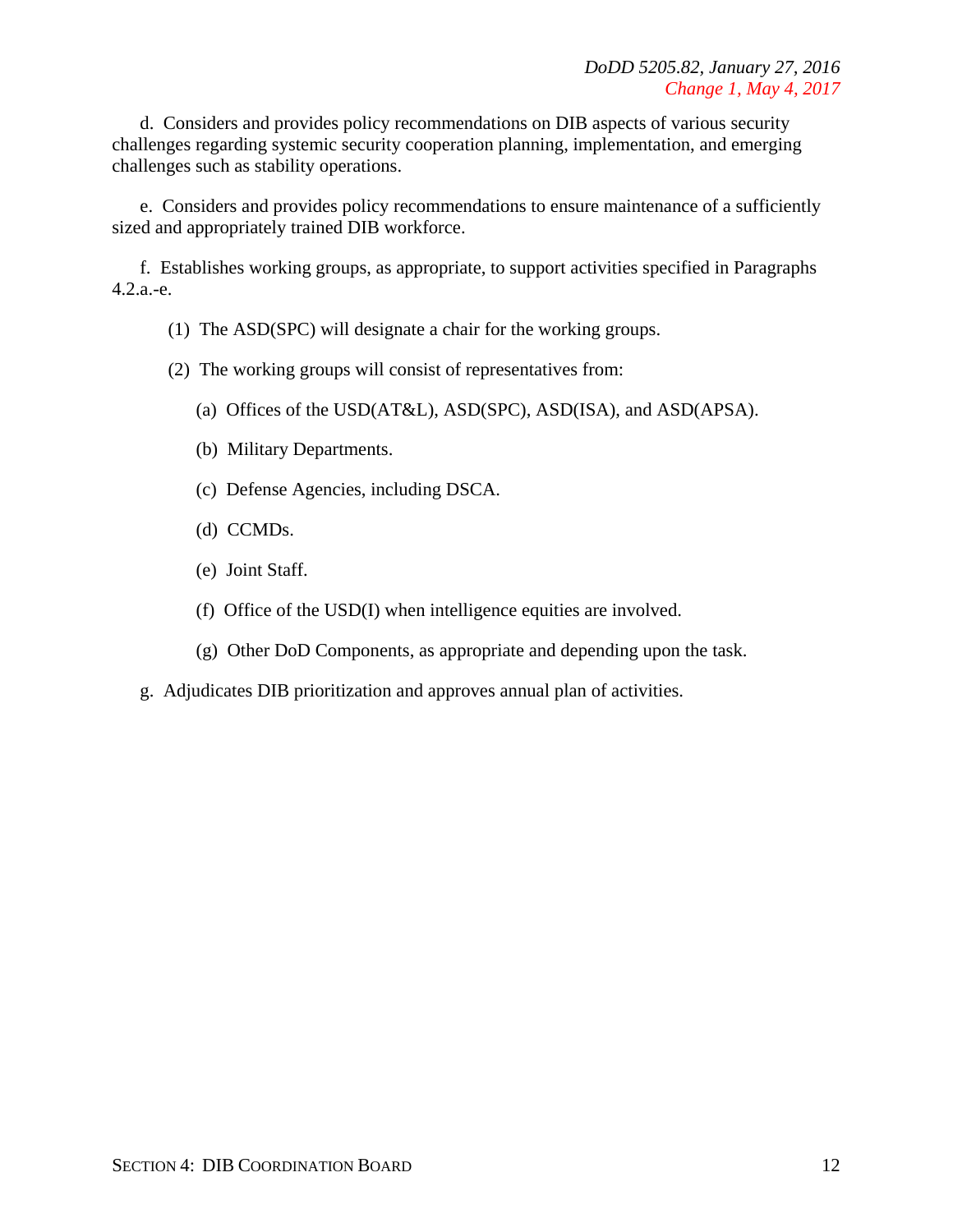d. Considers and provides policy recommendations on DIB aspects of various security challenges regarding systemic security cooperation planning, implementation, and emerging challenges such as stability operations.

e. Considers and provides policy recommendations to ensure maintenance of a sufficiently sized and appropriately trained DIB workforce.

f. Establishes working groups, as appropriate, to support activities specified in Paragraphs 4.2.a.-e.

(1) The ASD(SPC) will designate a chair for the working groups.

(2) The working groups will consist of representatives from:

(a) Offices of the USD(AT&L), ASD(SPC), ASD(ISA), and ASD(APSA).

(b) Military Departments.

(c) Defense Agencies, including DSCA.

(d) CCMDs.

(e) Joint Staff.

(f) Office of the USD(I) when intelligence equities are involved.

(g) Other DoD Components, as appropriate and depending upon the task.

g. Adjudicates DIB prioritization and approves annual plan of activities.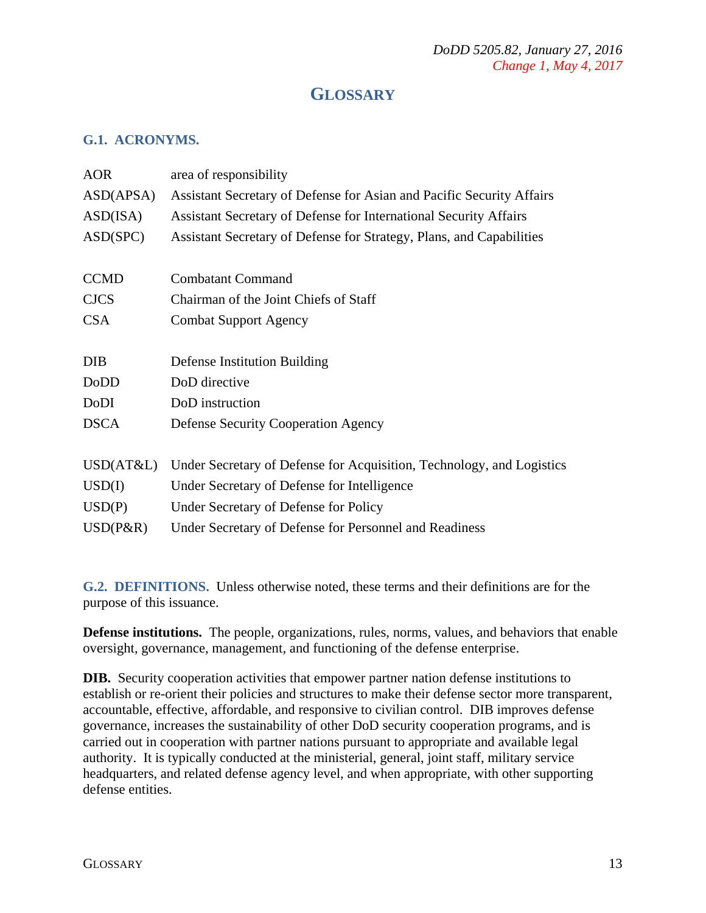# GLOSSARY

## G.1. ACRONYMS.

| | |
|---|---|
| AOR | area of responsibility |
| ASD(APSA) | Assistant Secretary of Defense for Asian and Pacific Security Affairs |
| ASD(ISA) | Assistant Secretary of Defense for International Security Affairs |
| ASD(SPC) | Assistant Secretary of Defense for Strategy, Plans, and Capabilities |
| CCMD | Combatant Command |
| CJCS | Chairman of the Joint Chiefs of Staff |
| CSA | Combat Support Agency |
| DIB | Defense Institution Building |
| DoDD | DoD directive |
| DoDI | DoD instruction |
| DSCA | Defense Security Cooperation Agency |
| USD(AT&L) | Under Secretary of Defense for Acquisition, Technology, and Logistics |
| USD(I) | Under Secretary of Defense for Intelligence |
| USD(P) | Under Secretary of Defense for Policy |
| USD(P&R) | Under Secretary of Defense for Personnel and Readiness |

## G.2. DEFINITIONS.

Unless otherwise noted, these terms and their definitions are for the purpose of this issuance.

**Defense institutions.** The people, organizations, rules, norms, values, and behaviors that enable oversight, governance, management, and functioning of the defense enterprise.

**DIB.** Security cooperation activities that empower partner nation defense institutions to establish or re-orient their policies and structures to make their defense sector more transparent, accountable, effective, affordable, and responsive to civilian control. DIB improves defense governance, increases the sustainability of other DoD security cooperation programs, and is carried out in cooperation with partner nations pursuant to appropriate and available legal authority. It is typically conducted at the ministerial, general, joint staff, military service headquarters, and related defense agency level, and when appropriate, with other supporting defense entities.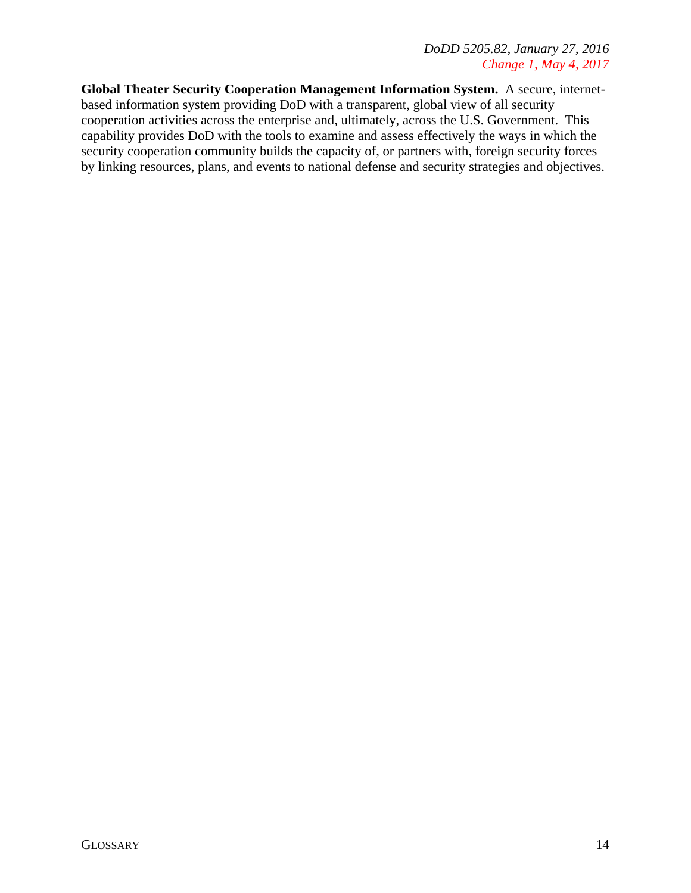**Global Theater Security Cooperation Management Information System.** A secure, internet-based information system providing DoD with a transparent, global view of all security cooperation activities across the enterprise and, ultimately, across the U.S. Government. This capability provides DoD with the tools to examine and assess effectively the ways in which the security cooperation community builds the capacity of, or partners with, foreign security forces by linking resources, plans, and events to national defense and security strategies and objectives.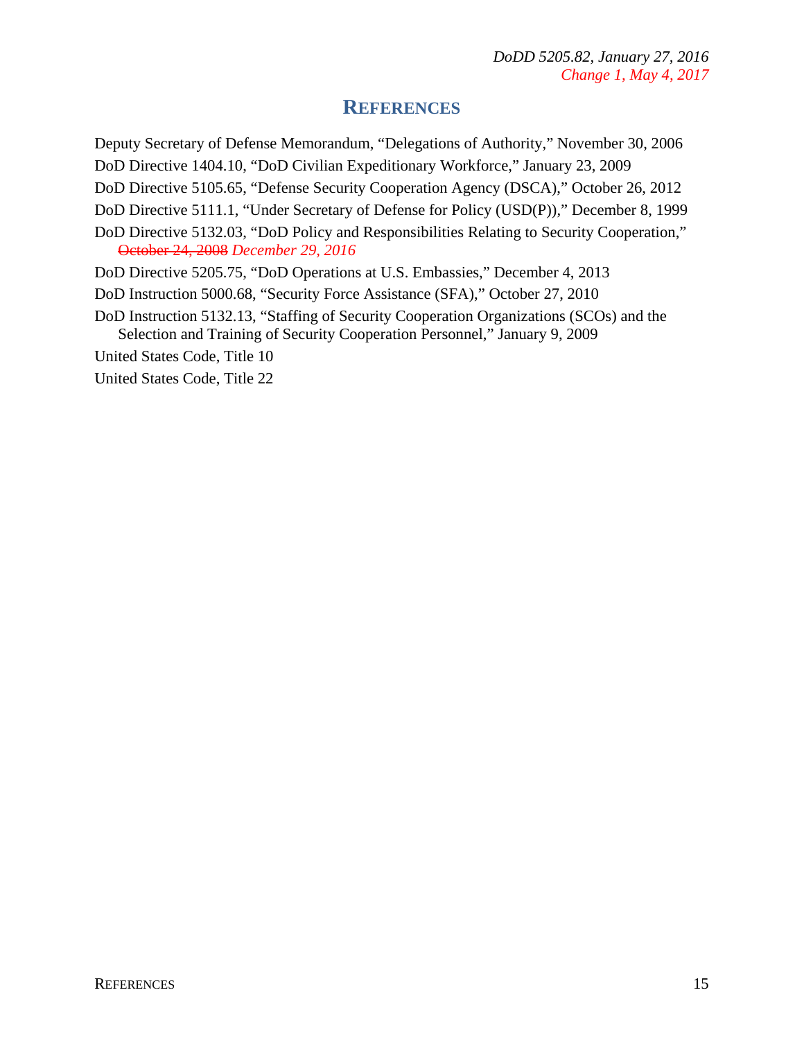## REFERENCES

Deputy Secretary of Defense Memorandum, "Delegations of Authority," November 30, 2006

DoD Directive 1404.10, "DoD Civilian Expeditionary Workforce," January 23, 2009

DoD Directive 5105.65, "Defense Security Cooperation Agency (DSCA)," October 26, 2012

DoD Directive 5111.1, "Under Secretary of Defense for Policy (USD(P))," December 8, 1999

DoD Directive 5132.03, "DoD Policy and Responsibilities Relating to Security Cooperation," ~~October 24, 2008~~ *December 29, 2016*

DoD Directive 5205.75, "DoD Operations at U.S. Embassies," December 4, 2013

DoD Instruction 5000.68, "Security Force Assistance (SFA)," October 27, 2010

DoD Instruction 5132.13, "Staffing of Security Cooperation Organizations (SCOs) and the Selection and Training of Security Cooperation Personnel," January 9, 2009

United States Code, Title 10

United States Code, Title 22